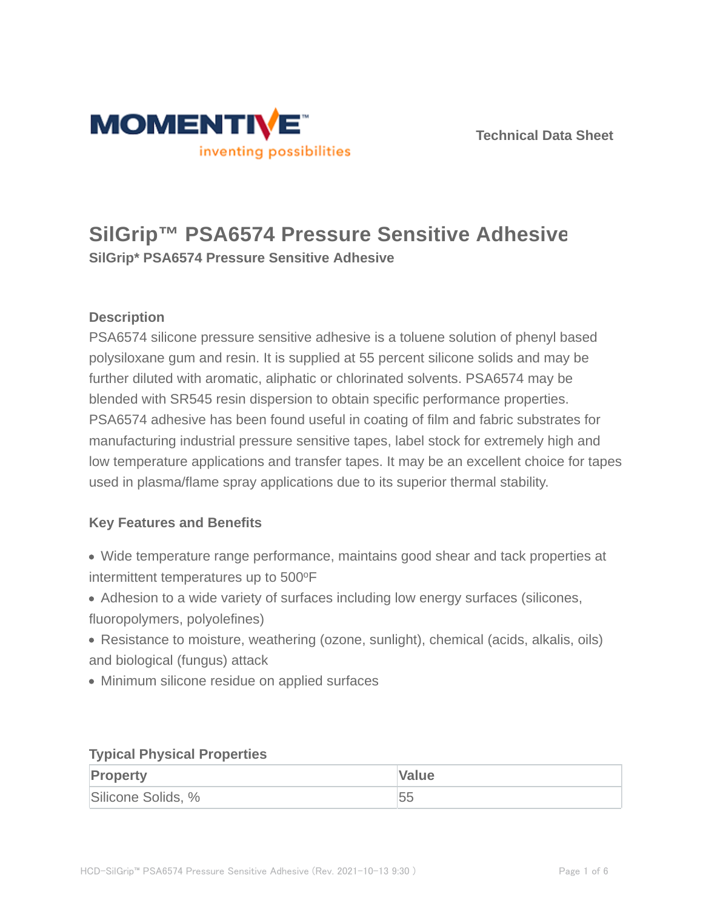Technical Data Sheet

# SilGrip™ PSA6574 Pressure Sensitive Adhesive

**SilGrip* PSA6574 Pressure Sensitive Adhesive**

### Description

PSA6574 silicone pressure sensitive adhesive is a toluene solution of phenyl based polysiloxane gum and resin. It is supplied at 55 percent silicone solids and may be further diluted with aromatic, aliphatic or chlorinated solvents. PSA6574 may be blended with SR545 resin dispersion to obtain specific performance properties. PSA6574 adhesive has been found useful in coating of film and fabric substrates for manufacturing industrial pressure sensitive tapes, label stock for extremely high and low temperature applications and transfer tapes. It may be an excellent choice for tapes used in plasma/flame spray applications due to its superior thermal stability.

### Key Features and Benefits

- Wide temperature range performance, maintains good shear and tack properties at intermittent temperatures up to 500ºF
- Adhesion to a wide variety of surfaces including low energy surfaces (silicones, fluoropolymers, polyolefines)
- Resistance to moisture, weathering (ozone, sunlight), chemical (acids, alkalis, oils) and biological (fungus) attack
- Minimum silicone residue on applied surfaces

### Typical Physical Properties

| Property | Value |
| --- | --- |
| Silicone Solids, % | 55 |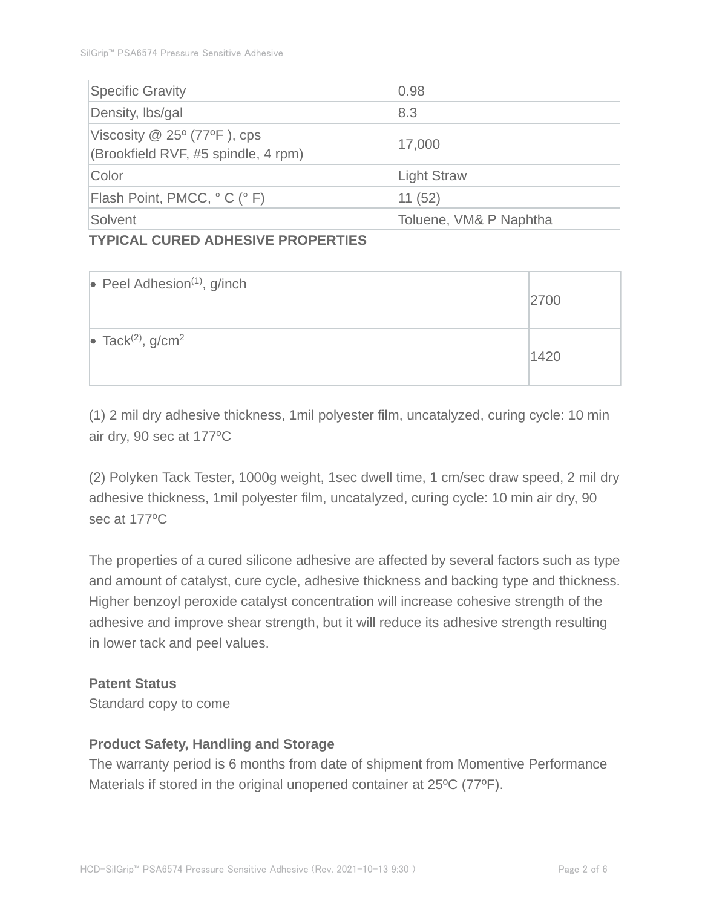| | |
|---|---|
| Specific Gravity | 0.98 |
| Density, lbs/gal | 8.3 |
| Viscosity @ 25º (77ºF ), cps (Brookfield RVF, #5 spindle, 4 rpm) | 17,000 |
| Color | Light Straw |
| Flash Point, PMCC, ° C (° F) | 11 (52) |
| Solvent | Toluene, VM& P Naphtha |

**TYPICAL CURED ADHESIVE PROPERTIES**

| | |
|---|---|
| • Peel Adhesion(1), g/inch | 2700 |
| • Tack(2), $g/cm^2$ | 1420 |

(1) 2 mil dry adhesive thickness, 1mil polyester film, uncatalyzed, curing cycle: 10 min air dry, 90 sec at 177ºC

(2) Polyken Tack Tester, 1000g weight, 1sec dwell time, 1 cm/sec draw speed, 2 mil dry adhesive thickness, 1mil polyester film, uncatalyzed, curing cycle: 10 min air dry, 90 sec at 177ºC

The properties of a cured silicone adhesive are affected by several factors such as type and amount of catalyst, cure cycle, adhesive thickness and backing type and thickness. Higher benzoyl peroxide catalyst concentration will increase cohesive strength of the adhesive and improve shear strength, but it will reduce its adhesive strength resulting in lower tack and peel values.

**Patent Status**

Standard copy to come

**Product Safety, Handling and Storage**

The warranty period is 6 months from date of shipment from Momentive Performance Materials if stored in the original unopened container at 25ºC (77ºF).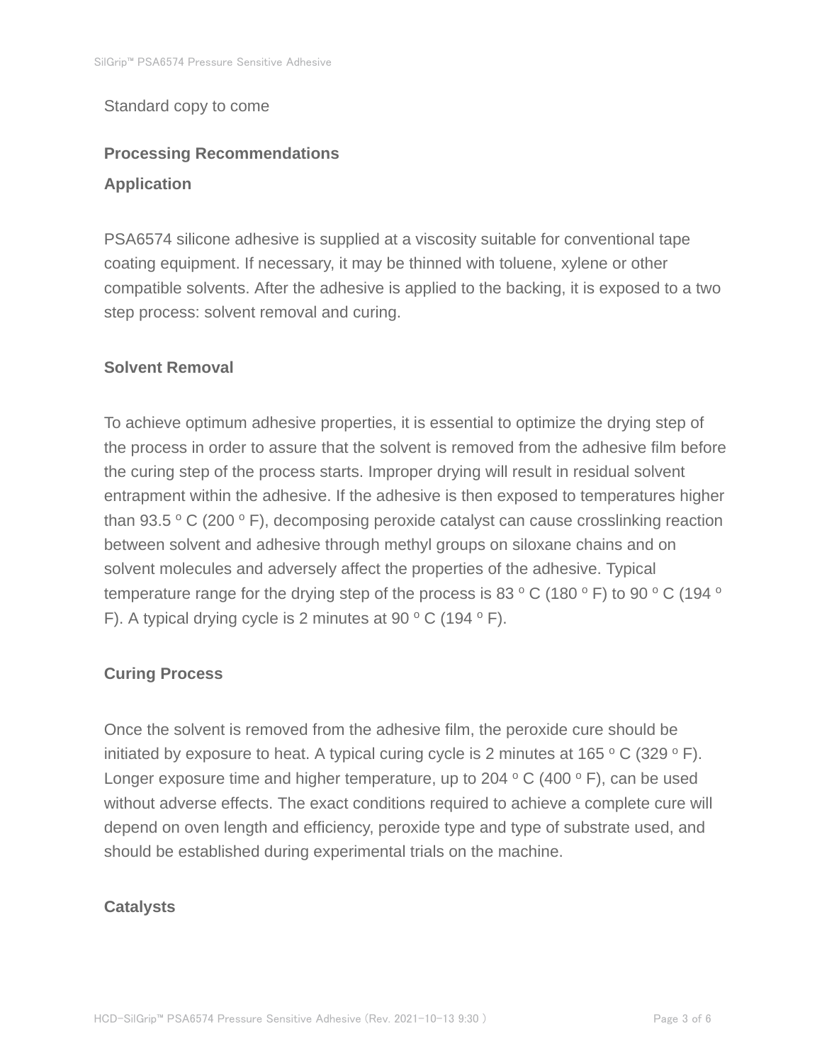Standard copy to come

## Processing Recommendations

### Application

PSA6574 silicone adhesive is supplied at a viscosity suitable for conventional tape coating equipment. If necessary, it may be thinned with toluene, xylene or other compatible solvents. After the adhesive is applied to the backing, it is exposed to a two step process: solvent removal and curing.

### Solvent Removal

To achieve optimum adhesive properties, it is essential to optimize the drying step of the process in order to assure that the solvent is removed from the adhesive film before the curing step of the process starts. Improper drying will result in residual solvent entrapment within the adhesive. If the adhesive is then exposed to temperatures higher than 93.5 º C (200 º F), decomposing peroxide catalyst can cause crosslinking reaction between solvent and adhesive through methyl groups on siloxane chains and on solvent molecules and adversely affect the properties of the adhesive. Typical temperature range for the drying step of the process is 83 º C (180 º F) to 90 º C (194 º F). A typical drying cycle is 2 minutes at 90 º C (194 º F).

### Curing Process

Once the solvent is removed from the adhesive film, the peroxide cure should be initiated by exposure to heat. A typical curing cycle is 2 minutes at 165 º C (329 º F). Longer exposure time and higher temperature, up to 204 º C (400 º F), can be used without adverse effects. The exact conditions required to achieve a complete cure will depend on oven length and efficiency, peroxide type and type of substrate used, and should be established during experimental trials on the machine.

### Catalysts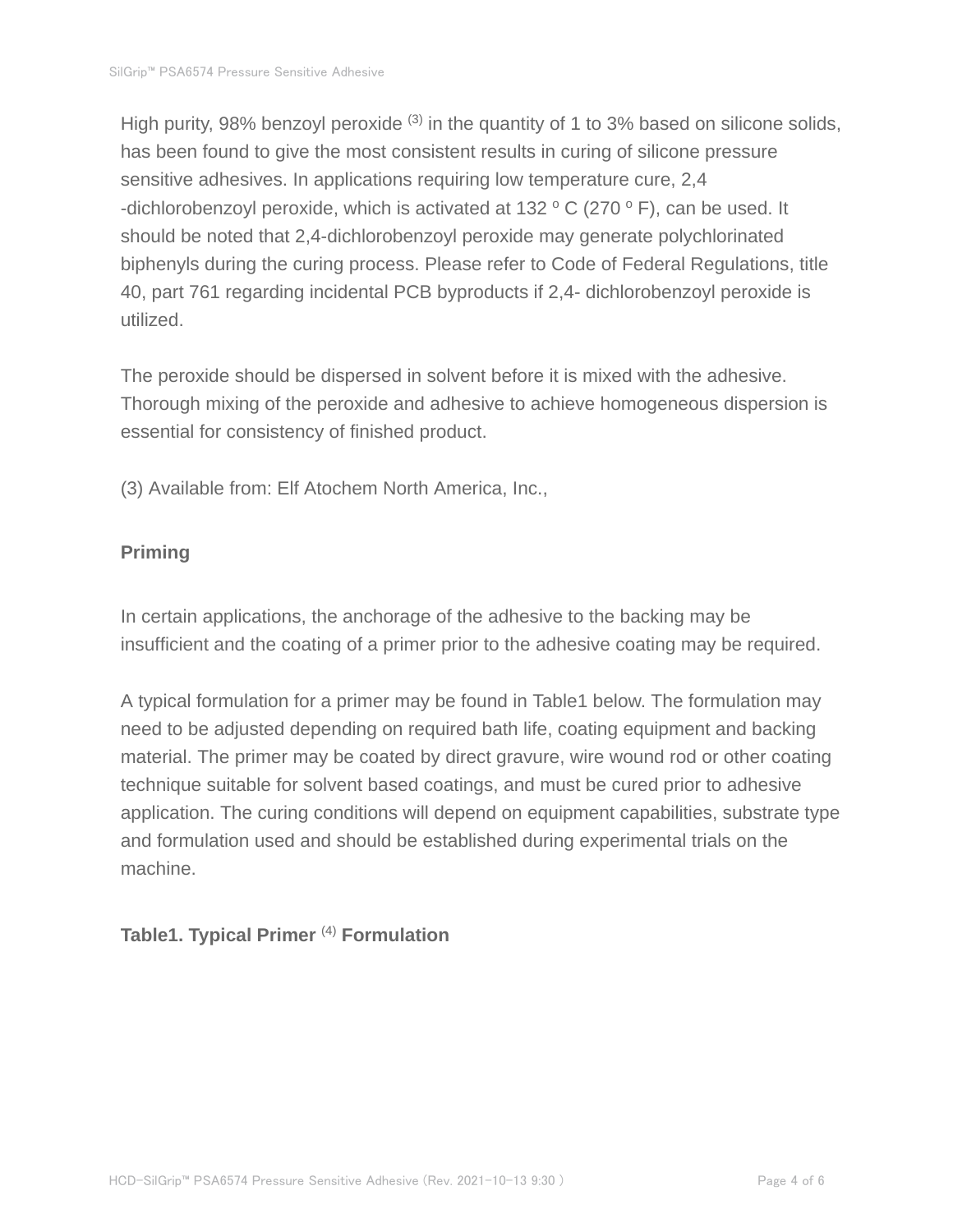High purity, 98% benzoyl peroxide [3] in the quantity of 1 to 3% based on silicone solids, has been found to give the most consistent results in curing of silicone pressure sensitive adhesives. In applications requiring low temperature cure, 2,4 -dichlorobenzoyl peroxide, which is activated at 132 º C (270 º F), can be used. It should be noted that 2,4-dichlorobenzoyl peroxide may generate polychlorinated biphenyls during the curing process. Please refer to Code of Federal Regulations, title 40, part 761 regarding incidental PCB byproducts if 2,4- dichlorobenzoyl peroxide is utilized.

The peroxide should be dispersed in solvent before it is mixed with the adhesive. Thorough mixing of the peroxide and adhesive to achieve homogeneous dispersion is essential for consistency of finished product.

(3) Available from: Elf Atochem North America, Inc.,

**Priming**

In certain applications, the anchorage of the adhesive to the backing may be insufficient and the coating of a primer prior to the adhesive coating may be required.

A typical formulation for a primer may be found in Table1 below. The formulation may need to be adjusted depending on required bath life, coating equipment and backing material. The primer may be coated by direct gravure, wire wound rod or other coating technique suitable for solvent based coatings, and must be cured prior to adhesive application. The curing conditions will depend on equipment capabilities, substrate type and formulation used and should be established during experimental trials on the machine.

**Table1. Typical Primer [4] Formulation**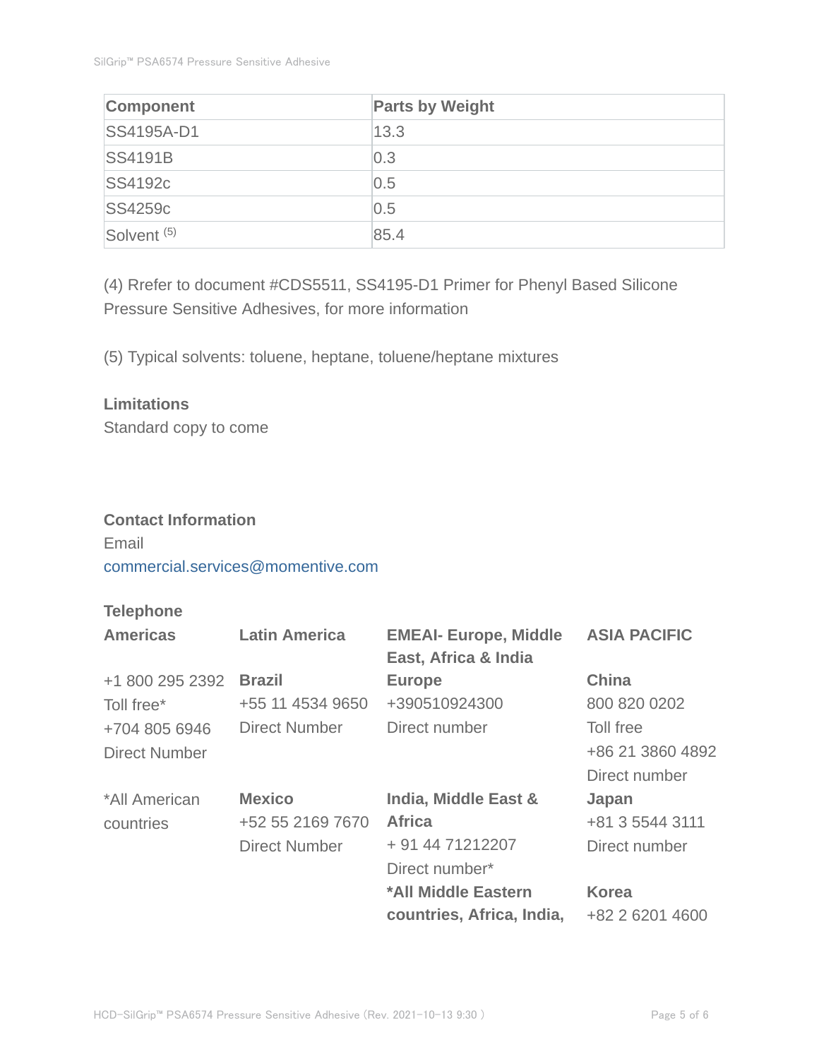| Component | Parts by Weight |
| --- | --- |
| SS4195A-D1 | 13.3 |
| SS4191B | 0.3 |
| SS4192c | 0.5 |
| SS4259c | 0.5 |
| Solvent [5] | 85.4 |

(4) Rrefer to document #CDS5511, SS4195-D1 Primer for Phenyl Based Silicone Pressure Sensitive Adhesives, for more information

(5) Typical solvents: toluene, heptane, toluene/heptane mixtures

**Limitations**

Standard copy to come

**Contact Information**

Email

commercial.services@momentive.com

**Telephone**

**Americas**

+1 800 295 2392
Toll free*
+704 805 6946
Direct Number

*All American countries

**Latin America**

**Brazil**
+55 11 4534 9650
Direct Number

**Mexico**
+52 55 2169 7670
Direct Number

**EMEAI- Europe, Middle East, Africa & India**

**Europe**
+390510924300
Direct number

**India, Middle East & Africa**
+ 91 44 71212207
Direct number*

***All Middle Eastern countries, Africa, India,**

**ASIA PACIFIC**

**China**
800 820 0202
Toll free
+86 21 3860 4892
Direct number

**Japan**
+81 3 5544 3111
Direct number

**Korea**
+82 2 6201 4600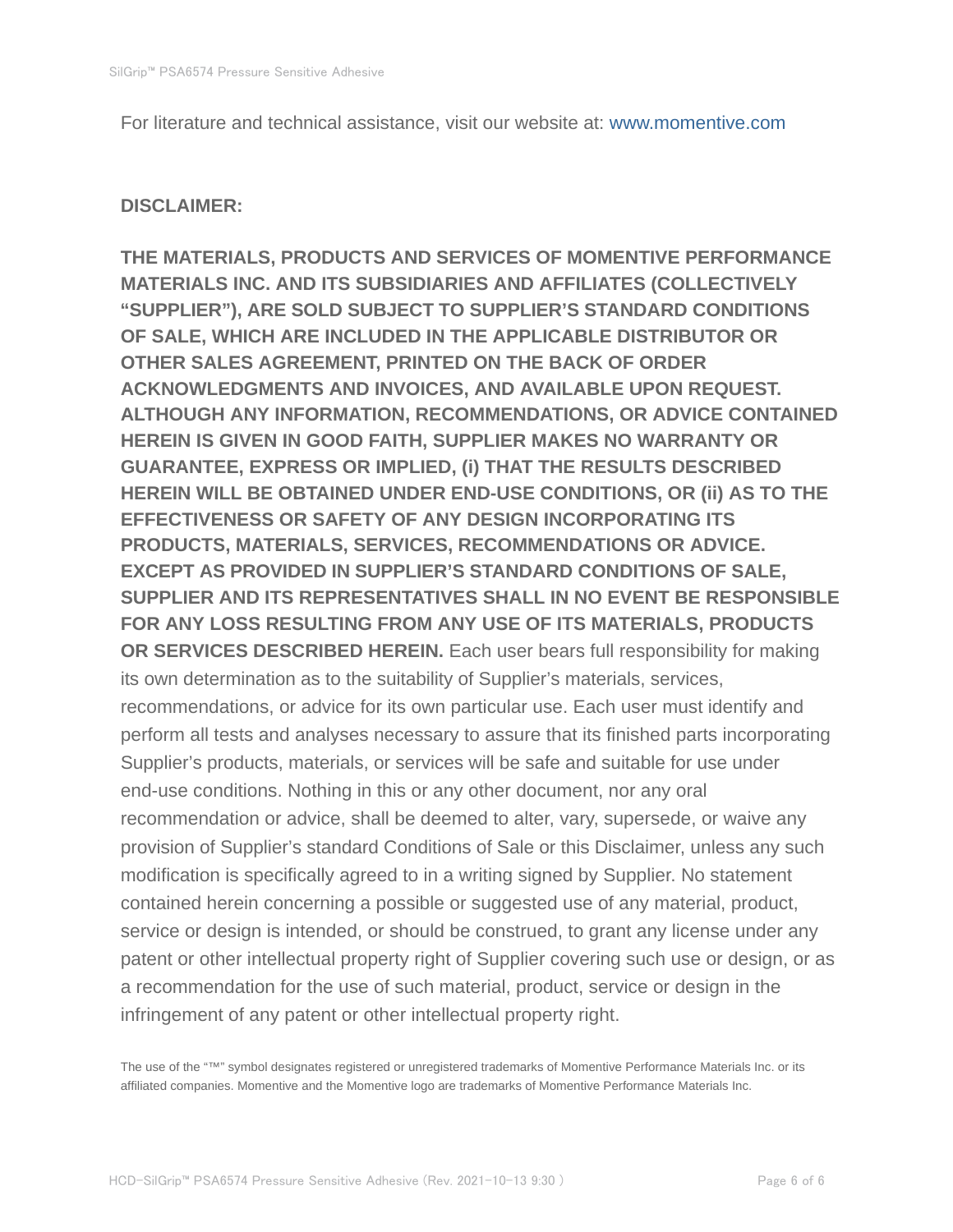For literature and technical assistance, visit our website at: www.momentive.com

**DISCLAIMER:**

**THE MATERIALS, PRODUCTS AND SERVICES OF MOMENTIVE PERFORMANCE MATERIALS INC. AND ITS SUBSIDIARIES AND AFFILIATES (COLLECTIVELY "SUPPLIER"), ARE SOLD SUBJECT TO SUPPLIER'S STANDARD CONDITIONS OF SALE, WHICH ARE INCLUDED IN THE APPLICABLE DISTRIBUTOR OR OTHER SALES AGREEMENT, PRINTED ON THE BACK OF ORDER ACKNOWLEDGMENTS AND INVOICES, AND AVAILABLE UPON REQUEST. ALTHOUGH ANY INFORMATION, RECOMMENDATIONS, OR ADVICE CONTAINED HEREIN IS GIVEN IN GOOD FAITH, SUPPLIER MAKES NO WARRANTY OR GUARANTEE, EXPRESS OR IMPLIED, (i) THAT THE RESULTS DESCRIBED HEREIN WILL BE OBTAINED UNDER END-USE CONDITIONS, OR (ii) AS TO THE EFFECTIVENESS OR SAFETY OF ANY DESIGN INCORPORATING ITS PRODUCTS, MATERIALS, SERVICES, RECOMMENDATIONS OR ADVICE. EXCEPT AS PROVIDED IN SUPPLIER'S STANDARD CONDITIONS OF SALE, SUPPLIER AND ITS REPRESENTATIVES SHALL IN NO EVENT BE RESPONSIBLE FOR ANY LOSS RESULTING FROM ANY USE OF ITS MATERIALS, PRODUCTS OR SERVICES DESCRIBED HEREIN.** Each user bears full responsibility for making its own determination as to the suitability of Supplier's materials, services, recommendations, or advice for its own particular use. Each user must identify and perform all tests and analyses necessary to assure that its finished parts incorporating Supplier's products, materials, or services will be safe and suitable for use under end-use conditions. Nothing in this or any other document, nor any oral recommendation or advice, shall be deemed to alter, vary, supersede, or waive any provision of Supplier's standard Conditions of Sale or this Disclaimer, unless any such modification is specifically agreed to in a writing signed by Supplier. No statement contained herein concerning a possible or suggested use of any material, product, service or design is intended, or should be construed, to grant any license under any patent or other intellectual property right of Supplier covering such use or design, or as a recommendation for the use of such material, product, service or design in the infringement of any patent or other intellectual property right.

The use of the "™" symbol designates registered or unregistered trademarks of Momentive Performance Materials Inc. or its affiliated companies. Momentive and the Momentive logo are trademarks of Momentive Performance Materials Inc.